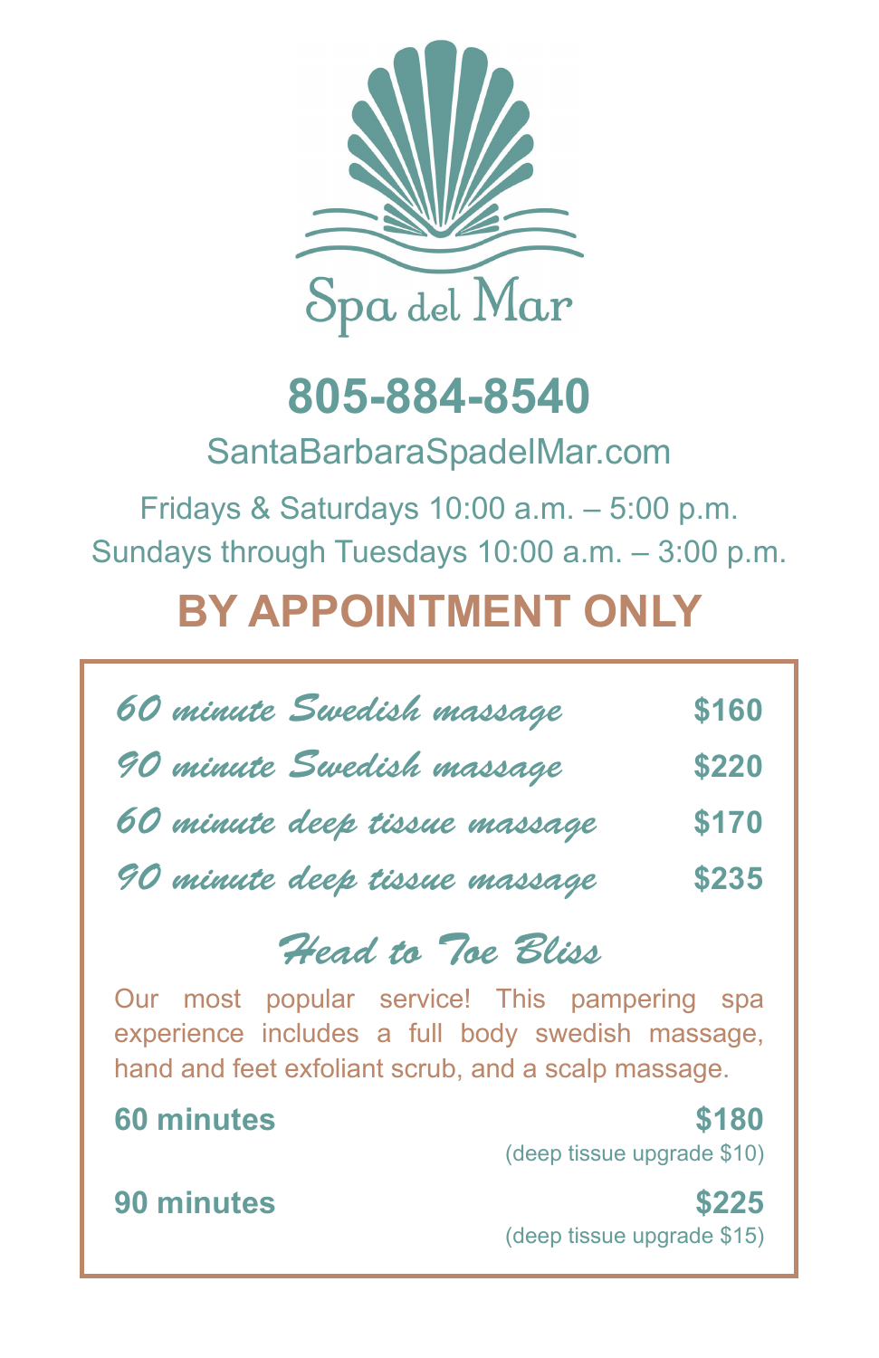# Spa del Mar

## 805-884-8540

SantaBarbaraSpadelMar.com

Fridays & Saturdays 10:00 a.m. – 5:00 p.m.

Sundays through Tuesdays 10:00 a.m. – 3:00 p.m.

## BY APPOINTMENT ONLY

| Service | Price |
|---|---|
| *60 minute Swedish massage* | **$160** |
| *90 minute Swedish massage* | **$220** |
| *60 minute deep tissue massage* | **$170** |
| *90 minute deep tissue massage* | **$235** |

### *Head to Toe Bliss*

Our most popular service! This pampering spa experience includes a full body swedish massage, hand and feet exfoliant scrub, and a scalp massage.

| Duration | Price |
|---|---|
| **60 minutes** | **$180** (deep tissue upgrade $10) |
| **90 minutes** | **$225** (deep tissue upgrade $15) |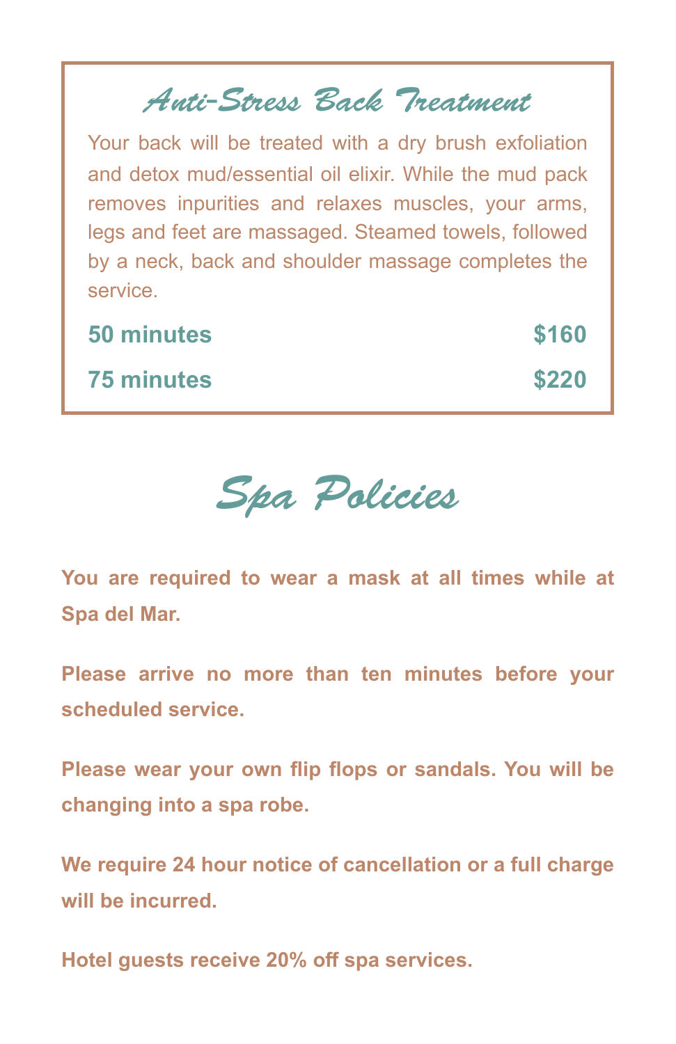## Anti-Stress Back Treatment

Your back will be treated with a dry brush exfoliation and detox mud/essential oil elixir. While the mud pack removes inpurities and relaxes muscles, your arms, legs and feet are massaged. Steamed towels, followed by a neck, back and shoulder massage completes the service.

| | |
|---|---|
| **50 minutes** | **$160** |
| **75 minutes** | **$220** |

# Spa Policies

**You are required to wear a mask at all times while at Spa del Mar.**

**Please arrive no more than ten minutes before your scheduled service.**

**Please wear your own flip flops or sandals. You will be changing into a spa robe.**

**We require 24 hour notice of cancellation or a full charge will be incurred.**

**Hotel guests receive 20% off spa services.**